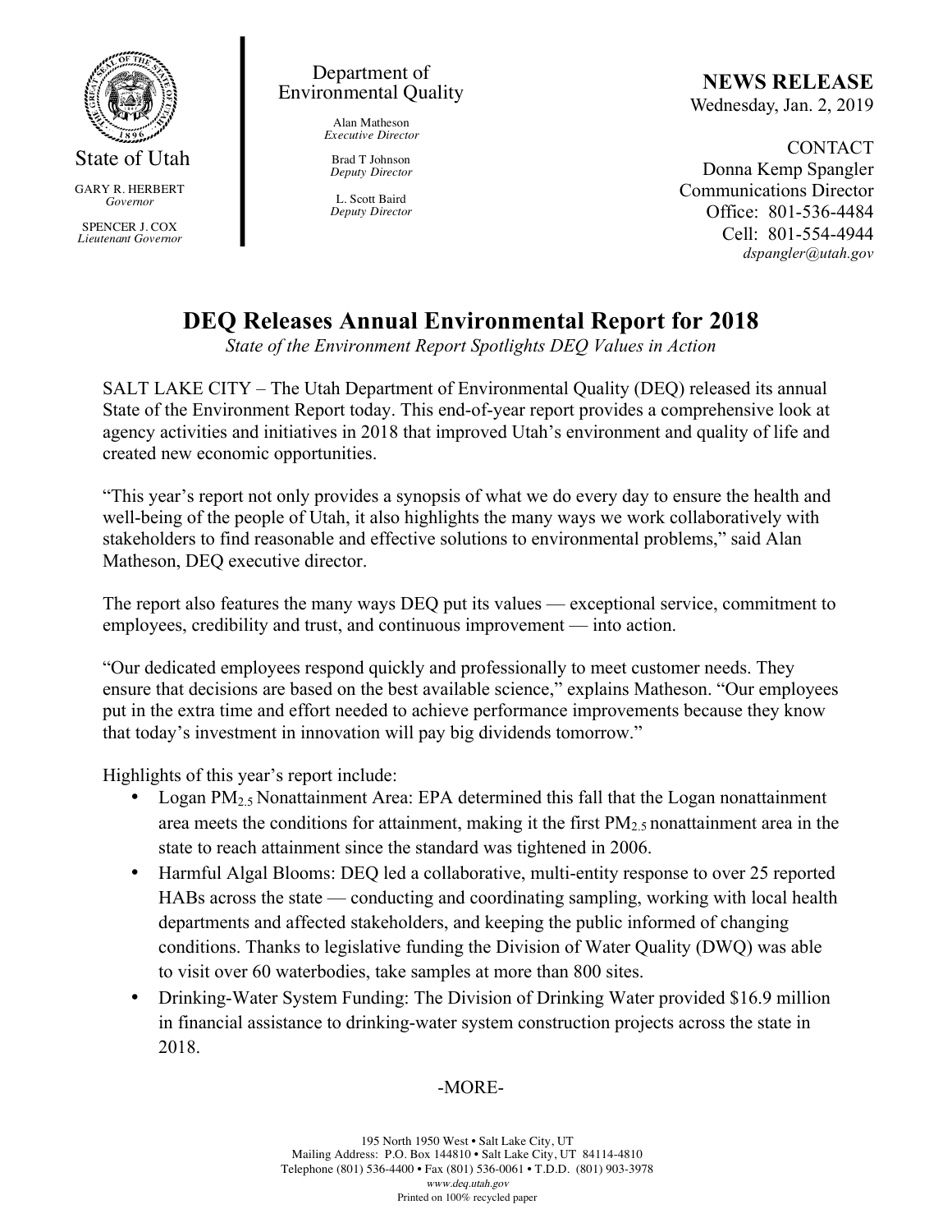State of Utah

GARY R. HERBERT
*Governor*

SPENCER J. COX
*Lieutenant Governor*

Department of
Environmental Quality

Alan Matheson
*Executive Director*

Brad T Johnson
*Deputy Director*

L. Scott Baird
*Deputy Director*

**NEWS RELEASE**
Wednesday, Jan. 2, 2019

CONTACT
Donna Kemp Spangler
Communications Director
Office: 801-536-4484
Cell: 801-554-4944
*dspangler@utah.gov*

# DEQ Releases Annual Environmental Report for 2018

*State of the Environment Report Spotlights DEQ Values in Action*

SALT LAKE CITY – The Utah Department of Environmental Quality (DEQ) released its annual State of the Environment Report today. This end-of-year report provides a comprehensive look at agency activities and initiatives in 2018 that improved Utah's environment and quality of life and created new economic opportunities.

"This year's report not only provides a synopsis of what we do every day to ensure the health and well-being of the people of Utah, it also highlights the many ways we work collaboratively with stakeholders to find reasonable and effective solutions to environmental problems," said Alan Matheson, DEQ executive director.

The report also features the many ways DEQ put its values — exceptional service, commitment to employees, credibility and trust, and continuous improvement — into action.

"Our dedicated employees respond quickly and professionally to meet customer needs. They ensure that decisions are based on the best available science," explains Matheson. "Our employees put in the extra time and effort needed to achieve performance improvements because they know that today's investment in innovation will pay big dividends tomorrow."

Highlights of this year's report include:

- Logan $PM_{2.5}$ Nonattainment Area: EPA determined this fall that the Logan nonattainment area meets the conditions for attainment, making it the first $PM_{2.5}$ nonattainment area in the state to reach attainment since the standard was tightened in 2006.
- Harmful Algal Blooms: DEQ led a collaborative, multi-entity response to over 25 reported HABs across the state — conducting and coordinating sampling, working with local health departments and affected stakeholders, and keeping the public informed of changing conditions. Thanks to legislative funding the Division of Water Quality (DWQ) was able to visit over 60 waterbodies, take samples at more than 800 sites.
- Drinking-Water System Funding: The Division of Drinking Water provided $16.9 million in financial assistance to drinking-water system construction projects across the state in 2018.

-MORE-

195 North 1950 West • Salt Lake City, UT
Mailing Address: P.O. Box 144810 • Salt Lake City, UT 84114-4810
Telephone (801) 536-4400 • Fax (801) 536-0061 • T.D.D. (801) 903-3978
*www.deq.utah.gov*
Printed on 100% recycled paper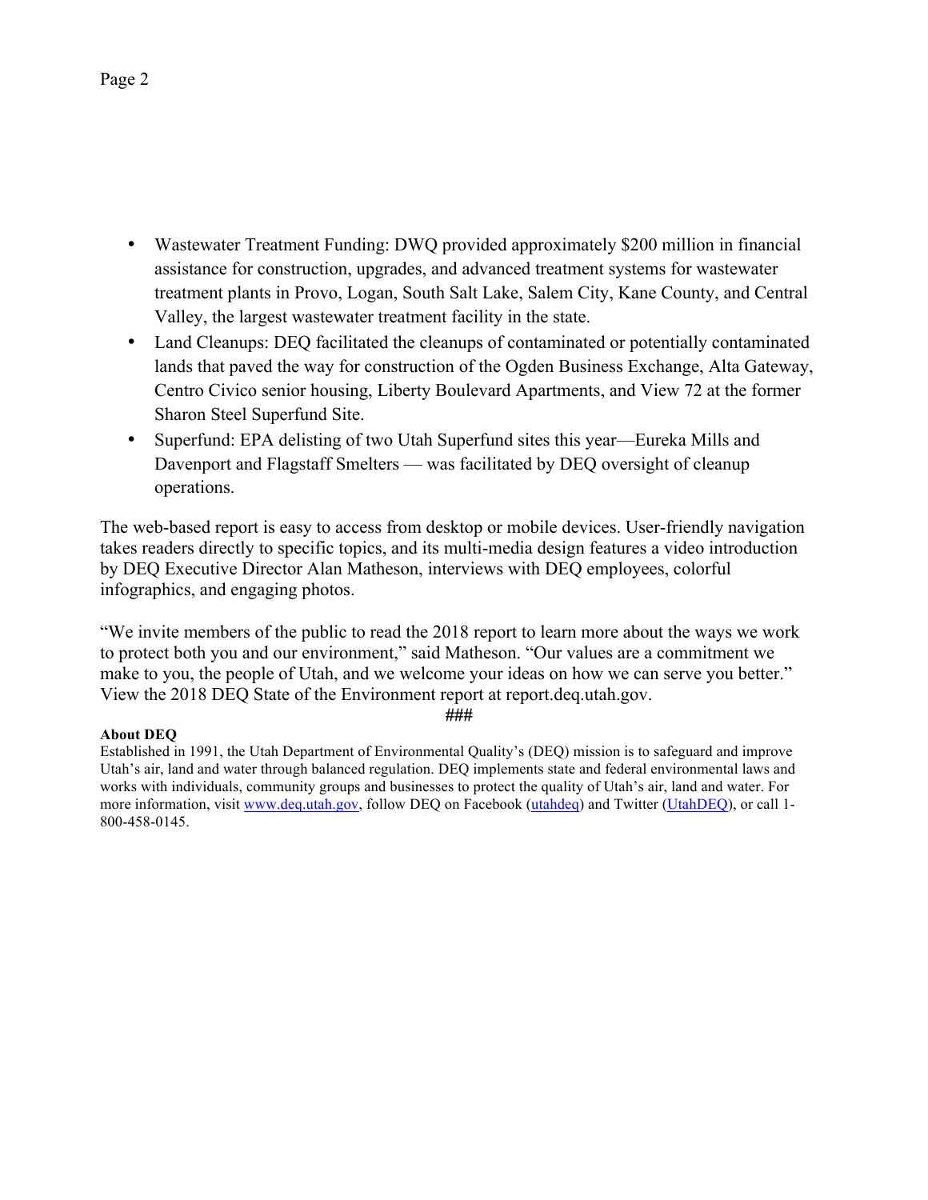- Wastewater Treatment Funding: DWQ provided approximately $200 million in financial assistance for construction, upgrades, and advanced treatment systems for wastewater treatment plants in Provo, Logan, South Salt Lake, Salem City, Kane County, and Central Valley, the largest wastewater treatment facility in the state.
- Land Cleanups: DEQ facilitated the cleanups of contaminated or potentially contaminated lands that paved the way for construction of the Ogden Business Exchange, Alta Gateway, Centro Civico senior housing, Liberty Boulevard Apartments, and View 72 at the former Sharon Steel Superfund Site.
- Superfund: EPA delisting of two Utah Superfund sites this year—Eureka Mills and Davenport and Flagstaff Smelters — was facilitated by DEQ oversight of cleanup operations.

The web-based report is easy to access from desktop or mobile devices. User-friendly navigation takes readers directly to specific topics, and its multi-media design features a video introduction by DEQ Executive Director Alan Matheson, interviews with DEQ employees, colorful infographics, and engaging photos.

"We invite members of the public to read the 2018 report to learn more about the ways we work to protect both you and our environment," said Matheson. "Our values are a commitment we make to you, the people of Utah, and we welcome your ideas on how we can serve you better." View the 2018 DEQ State of the Environment report at report.deq.utah.gov.

###

**About DEQ**

Established in 1991, the Utah Department of Environmental Quality's (DEQ) mission is to safeguard and improve Utah's air, land and water through balanced regulation. DEQ implements state and federal environmental laws and works with individuals, community groups and businesses to protect the quality of Utah's air, land and water. For more information, visit www.deq.utah.gov, follow DEQ on Facebook (utahdeq) and Twitter (UtahDEQ), or call 1-800-458-0145.